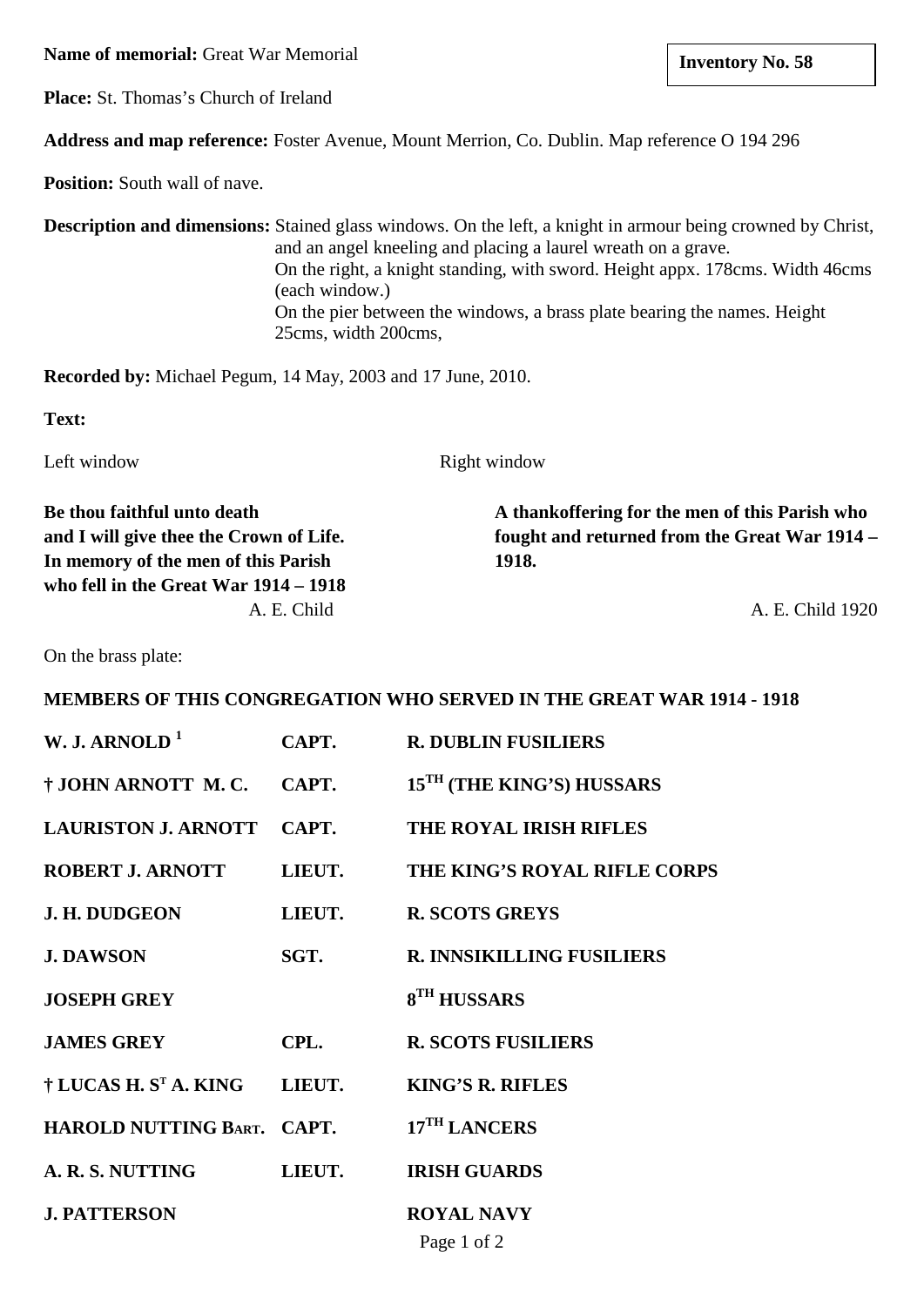**Name of memorial:** Great War Memorial

**Inventory No. 58**

**Place:** St. Thomas's Church of Ireland

**Address and map reference:** Foster Avenue, Mount Merrion, Co. Dublin. Map reference O 194 296

**Position:** South wall of nave.

**Description and dimensions:** Stained glass windows. On the left, a knight in armour being crowned by Christ, and an angel kneeling and placing a laurel wreath on a grave.
On the right, a knight standing, with sword. Height appx. 178cms. Width 46cms (each window.)
On the pier between the windows, a brass plate bearing the names. Height 25cms, width 200cms,

**Recorded by:** Michael Pegum, 14 May, 2003 and 17 June, 2010.

**Text:**

Left window

**Be thou faithful unto death**
**and I will give thee the Crown of Life.**
**In memory of the men of this Parish**
**who fell in the Great War 1914 – 1918**
A. E. Child

Right window

**A thankoffering for the men of this Parish who fought and returned from the Great War 1914 – 1918.**
A. E. Child 1920

On the brass plate:

**MEMBERS OF THIS CONGREGATION WHO SERVED IN THE GREAT WAR 1914 - 1918**

| | | |
|---|---|---|
| **W. J. ARNOLD** [1] | **CAPT.** | **R. DUBLIN FUSILIERS** |
| **† JOHN ARNOTT M. C.** | **CAPT.** | **15TH (THE KING'S) HUSSARS** |
| **LAURISTON J. ARNOTT** | **CAPT.** | **THE ROYAL IRISH RIFLES** |
| **ROBERT J. ARNOTT** | **LIEUT.** | **THE KING'S ROYAL RIFLE CORPS** |
| **J. H. DUDGEON** | **LIEUT.** | **R. SCOTS GREYS** |
| **J. DAWSON** | **SGT.** | **R. INNSIKILLING FUSILIERS** |
| **JOSEPH GREY** | | **8TH HUSSARS** |
| **JAMES GREY** | **CPL.** | **R. SCOTS FUSILIERS** |
| **† LUCAS H. ST A. KING** | **LIEUT.** | **KING'S R. RIFLES** |
| **HAROLD NUTTING BART.** | **CAPT.** | **17TH LANCERS** |
| **A. R. S. NUTTING** | **LIEUT.** | **IRISH GUARDS** |
| **J. PATTERSON** | | **ROYAL NAVY** |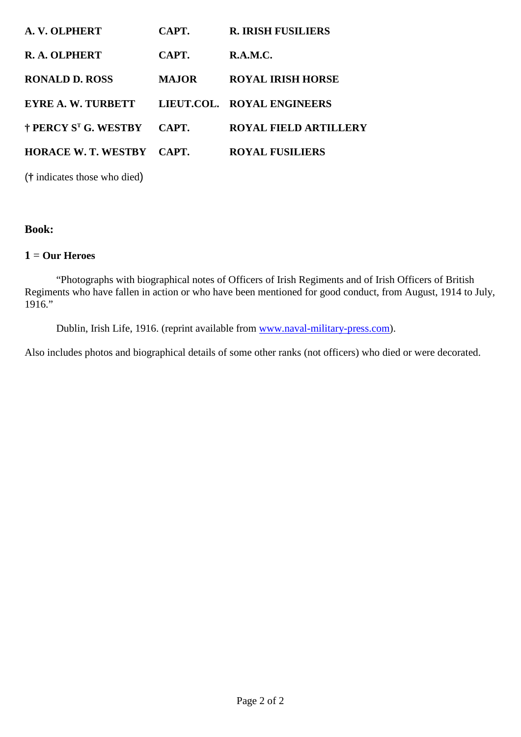| | | |
|---|---|---|
| **A. V. OLPHERT** | **CAPT.** | **R. IRISH FUSILIERS** |
| **R. A. OLPHERT** | **CAPT.** | **R.A.M.C.** |
| **RONALD D. ROSS** | **MAJOR** | **ROYAL IRISH HORSE** |
| **EYRE A. W. TURBETT** | **LIEUT.COL.** | **ROYAL ENGINEERS** |
| **† PERCY S[T] G. WESTBY** | **CAPT.** | **ROYAL FIELD ARTILLERY** |
| **HORACE W. T. WESTBY** | **CAPT.** | **ROYAL FUSILIERS** |

(**†** indicates those who died)

**Book:**

**1 = Our Heroes**

"Photographs with biographical notes of Officers of Irish Regiments and of Irish Officers of British Regiments who have fallen in action or who have been mentioned for good conduct, from August, 1914 to July, 1916."

Dublin, Irish Life, 1916. (reprint available from www.naval-military-press.com).

Also includes photos and biographical details of some other ranks (not officers) who died or were decorated.